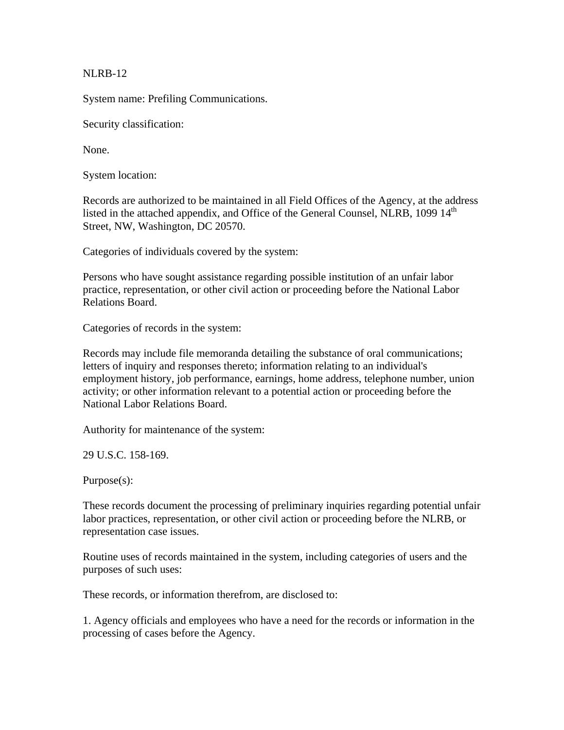NLRB-12

System name: Prefiling Communications.

Security classification:

None.

System location:

Records are authorized to be maintained in all Field Offices of the Agency, at the address listed in the attached appendix, and Office of the General Counsel, NLRB, 1099 14th Street, NW, Washington, DC 20570.

Categories of individuals covered by the system:

Persons who have sought assistance regarding possible institution of an unfair labor practice, representation, or other civil action or proceeding before the National Labor Relations Board.

Categories of records in the system:

Records may include file memoranda detailing the substance of oral communications; letters of inquiry and responses thereto; information relating to an individual's employment history, job performance, earnings, home address, telephone number, union activity; or other information relevant to a potential action or proceeding before the National Labor Relations Board.

Authority for maintenance of the system:

29 U.S.C. 158-169.

Purpose(s):

These records document the processing of preliminary inquiries regarding potential unfair labor practices, representation, or other civil action or proceeding before the NLRB, or representation case issues.

Routine uses of records maintained in the system, including categories of users and the purposes of such uses:

These records, or information therefrom, are disclosed to:

1. Agency officials and employees who have a need for the records or information in the processing of cases before the Agency.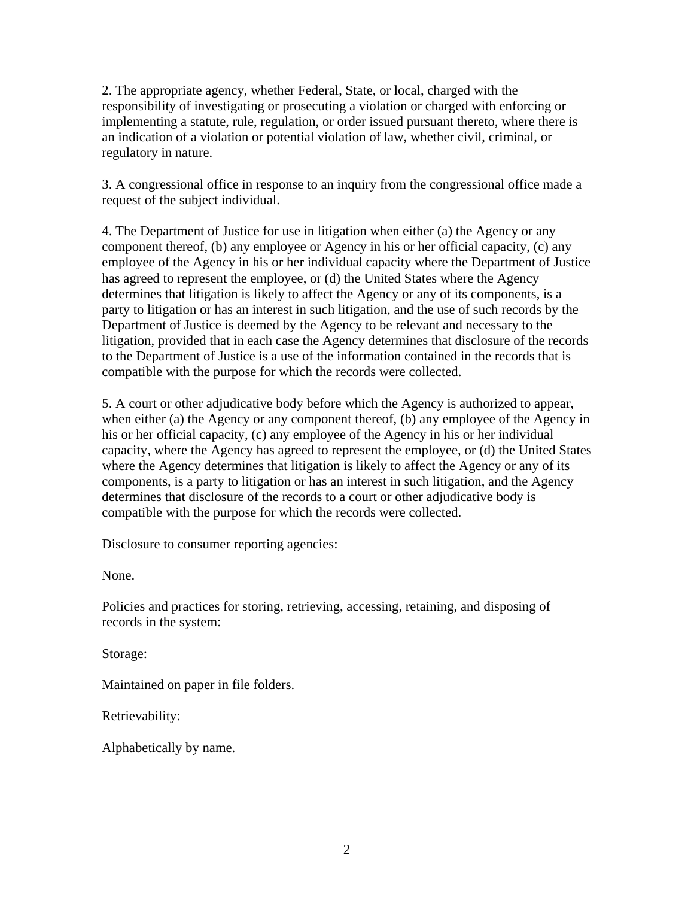2. The appropriate agency, whether Federal, State, or local, charged with the responsibility of investigating or prosecuting a violation or charged with enforcing or implementing a statute, rule, regulation, or order issued pursuant thereto, where there is an indication of a violation or potential violation of law, whether civil, criminal, or regulatory in nature.

3. A congressional office in response to an inquiry from the congressional office made a request of the subject individual.

4. The Department of Justice for use in litigation when either (a) the Agency or any component thereof, (b) any employee or Agency in his or her official capacity, (c) any employee of the Agency in his or her individual capacity where the Department of Justice has agreed to represent the employee, or (d) the United States where the Agency determines that litigation is likely to affect the Agency or any of its components, is a party to litigation or has an interest in such litigation, and the use of such records by the Department of Justice is deemed by the Agency to be relevant and necessary to the litigation, provided that in each case the Agency determines that disclosure of the records to the Department of Justice is a use of the information contained in the records that is compatible with the purpose for which the records were collected.

5. A court or other adjudicative body before which the Agency is authorized to appear, when either (a) the Agency or any component thereof, (b) any employee of the Agency in his or her official capacity, (c) any employee of the Agency in his or her individual capacity, where the Agency has agreed to represent the employee, or (d) the United States where the Agency determines that litigation is likely to affect the Agency or any of its components, is a party to litigation or has an interest in such litigation, and the Agency determines that disclosure of the records to a court or other adjudicative body is compatible with the purpose for which the records were collected.

Disclosure to consumer reporting agencies:

None.

Policies and practices for storing, retrieving, accessing, retaining, and disposing of records in the system:

Storage:

Maintained on paper in file folders.

Retrievability:

Alphabetically by name.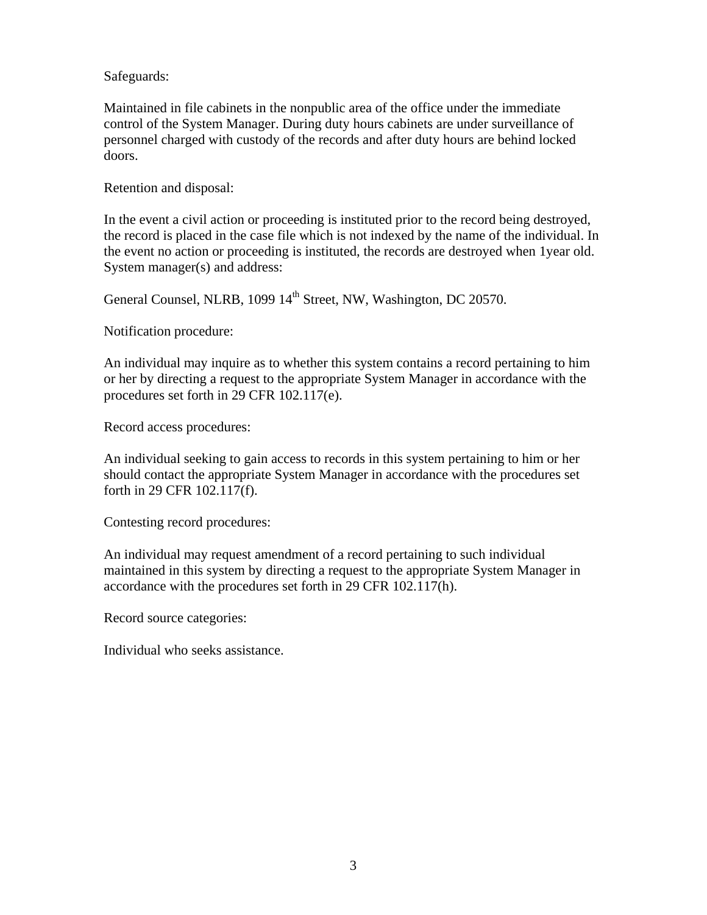Safeguards:

Maintained in file cabinets in the nonpublic area of the office under the immediate control of the System Manager. During duty hours cabinets are under surveillance of personnel charged with custody of the records and after duty hours are behind locked doors.

Retention and disposal:

In the event a civil action or proceeding is instituted prior to the record being destroyed, the record is placed in the case file which is not indexed by the name of the individual. In the event no action or proceeding is instituted, the records are destroyed when 1year old.
System manager(s) and address:

General Counsel, NLRB, 1099 14th Street, NW, Washington, DC 20570.

Notification procedure:

An individual may inquire as to whether this system contains a record pertaining to him or her by directing a request to the appropriate System Manager in accordance with the procedures set forth in 29 CFR 102.117(e).

Record access procedures:

An individual seeking to gain access to records in this system pertaining to him or her should contact the appropriate System Manager in accordance with the procedures set forth in 29 CFR 102.117(f).

Contesting record procedures:

An individual may request amendment of a record pertaining to such individual maintained in this system by directing a request to the appropriate System Manager in accordance with the procedures set forth in 29 CFR 102.117(h).

Record source categories:

Individual who seeks assistance.